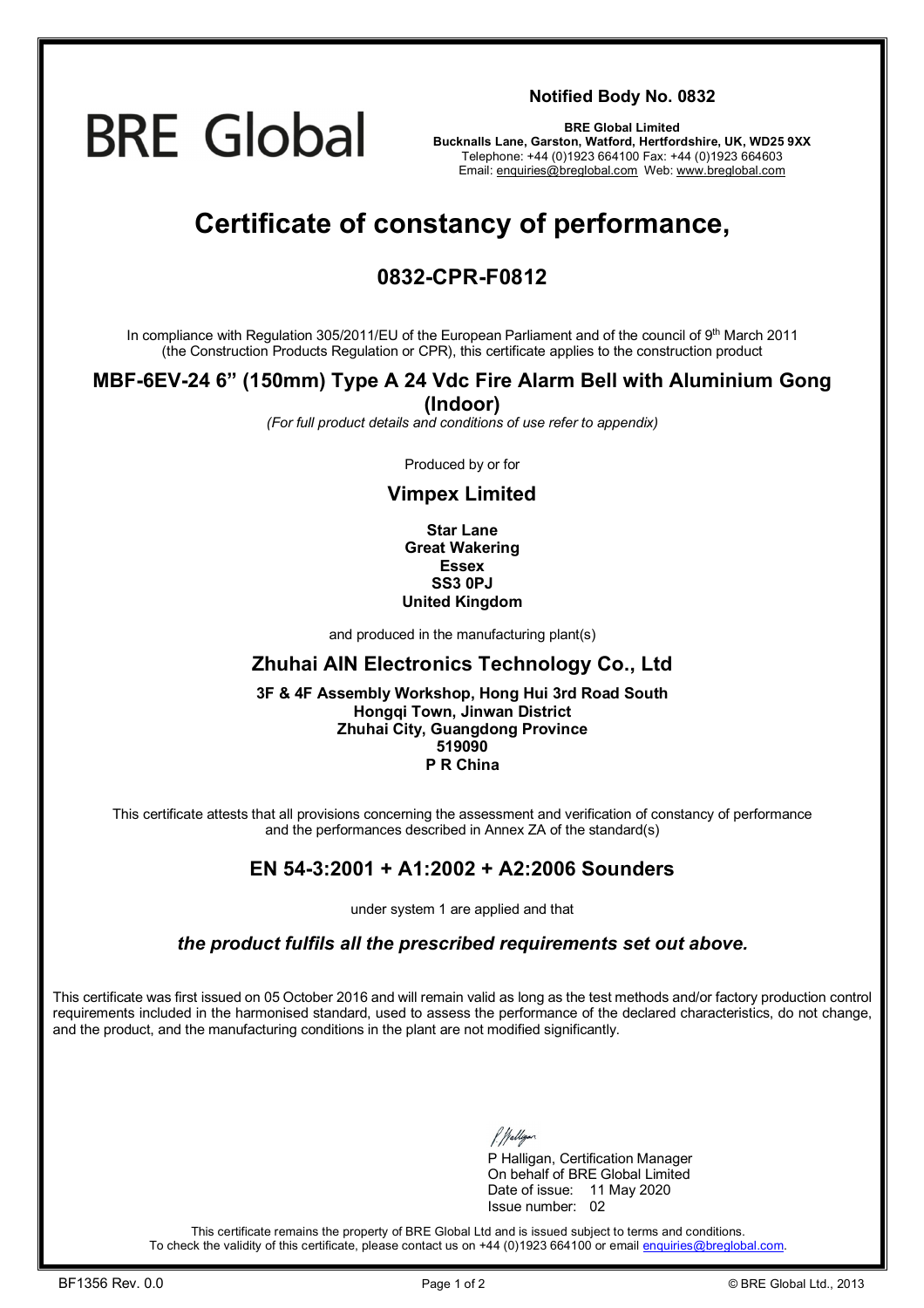BRE Global

**Notified Body No. 0832**

**BRE Global Limited**
**Bucknalls Lane, Garston, Watford, Hertfordshire, UK, WD25 9XX**
Telephone: +44 (0)1923 664100 Fax: +44 (0)1923 664603
Email: enquiries@breglobal.com Web: www.breglobal.com

# Certificate of constancy of performance,

## 0832-CPR-F0812

In compliance with Regulation 305/2011/EU of the European Parliament and of the council of 9th March 2011 (the Construction Products Regulation or CPR), this certificate applies to the construction product

### MBF-6EV-24 6" (150mm) Type A 24 Vdc Fire Alarm Bell with Aluminium Gong (Indoor)

*(For full product details and conditions of use refer to appendix)*

Produced by or for

### Vimpex Limited

**Star Lane**
**Great Wakering**
**Essex**
**SS3 0PJ**
**United Kingdom**

and produced in the manufacturing plant(s)

### Zhuhai AIN Electronics Technology Co., Ltd

**3F & 4F Assembly Workshop, Hong Hui 3rd Road South**
**Hongqi Town, Jinwan District**
**Zhuhai City, Guangdong Province**
**519090**
**P R China**

This certificate attests that all provisions concerning the assessment and verification of constancy of performance and the performances described in Annex ZA of the standard(s)

### EN 54-3:2001 + A1:2002 + A2:2006 Sounders

under system 1 are applied and that

***the product fulfils all the prescribed requirements set out above.***

This certificate was first issued on 05 October 2016 and will remain valid as long as the test methods and/or factory production control requirements included in the harmonised standard, used to assess the performance of the declared characteristics, do not change, and the product, and the manufacturing conditions in the plant are not modified significantly.

P Halligan, Certification Manager
On behalf of BRE Global Limited
Date of issue: 11 May 2020
Issue number: 02

This certificate remains the property of BRE Global Ltd and is issued subject to terms and conditions.
To check the validity of this certificate, please contact us on +44 (0)1923 664100 or email enquiries@breglobal.com.

BF1356 Rev. 0.0 © BRE Global Ltd., 2013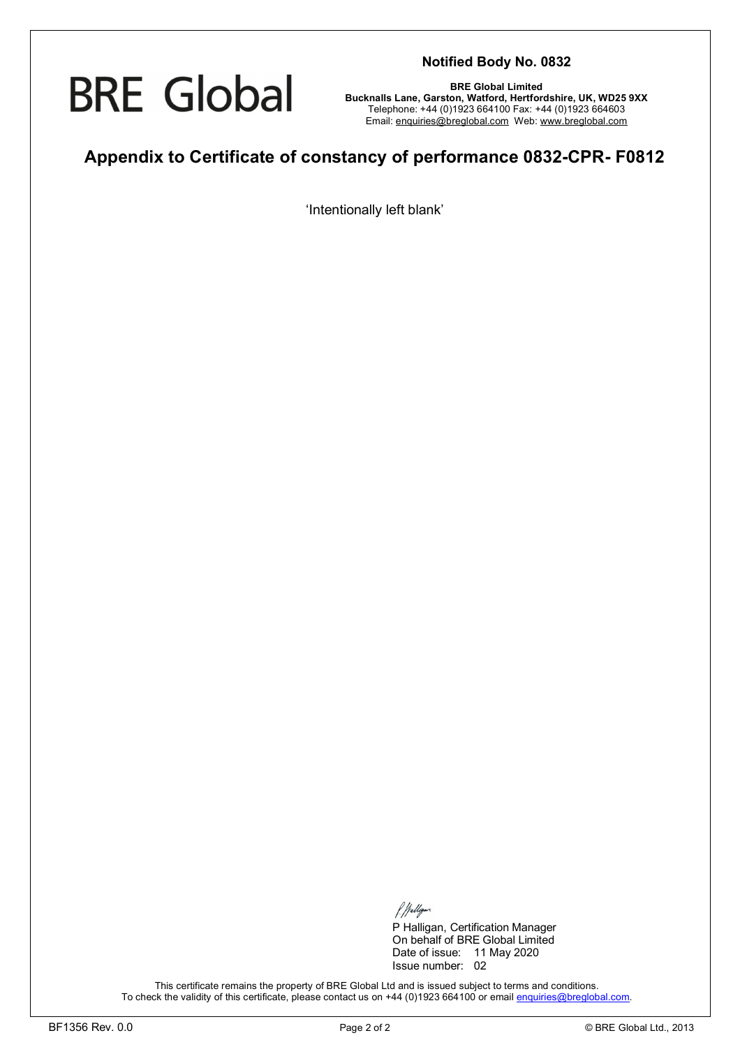**Notified Body No. 0832**

BRE Global

**BRE Global Limited**
**Bucknalls Lane, Garston, Watford, Hertfordshire, UK, WD25 9XX**
Telephone: +44 (0)1923 664100 Fax: +44 (0)1923 664603
Email: enquiries@breglobal.com Web: www.breglobal.com

# Appendix to Certificate of constancy of performance 0832-CPR- F0812

'Intentionally left blank'

P Halligan, Certification Manager
On behalf of BRE Global Limited
Date of issue: 11 May 2020
Issue number: 02

This certificate remains the property of BRE Global Ltd and is issued subject to terms and conditions.
To check the validity of this certificate, please contact us on +44 (0)1923 664100 or email enquiries@breglobal.com.

BF1356 Rev. 0.0

© BRE Global Ltd., 2013